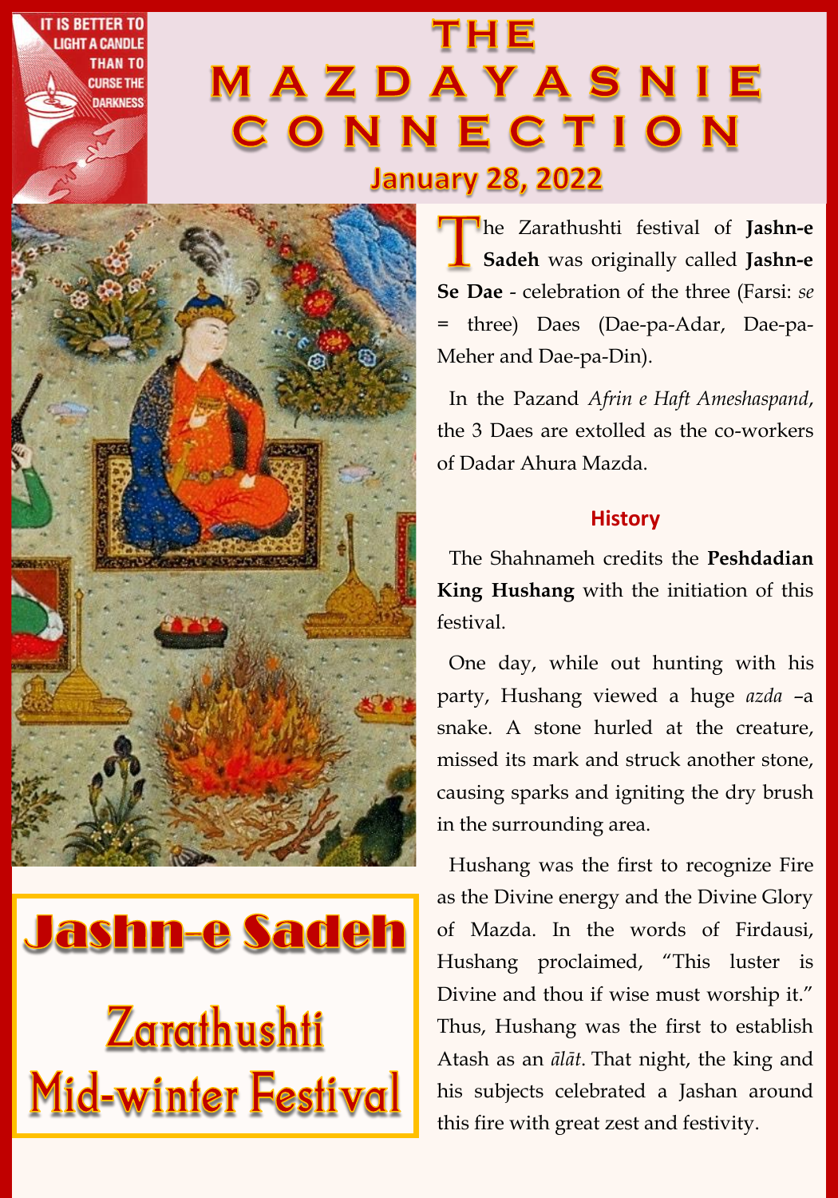IT IS BETTER TO LIGHT A CANDLE THAN TO CURSE THE DARKNESS

# THE MAZDAYASNIE CONNECTION

**January 28, 2022**

# Jashn-e Sadeh

## Zarathushti Mid-winter Festival

The Zarathushti festival of **Jashn-e Sadeh** was originally called **Jashn-e Se Dae** - celebration of the three (Farsi: *se* = three) Daes (Dae-pa-Adar, Dae-pa-Meher and Dae-pa-Din).

In the Pazand *Afrin e Haft Ameshaspand*, the 3 Daes are extolled as the co-workers of Dadar Ahura Mazda.

### History

The Shahnameh credits the **Peshdadian King Hushang** with the initiation of this festival.

One day, while out hunting with his party, Hushang viewed a huge *azda* –a snake. A stone hurled at the creature, missed its mark and struck another stone, causing sparks and igniting the dry brush in the surrounding area.

Hushang was the first to recognize Fire as the Divine energy and the Divine Glory of Mazda. In the words of Firdausi, Hushang proclaimed, "This luster is Divine and thou if wise must worship it." Thus, Hushang was the first to establish Atash as an *ālāt*. That night, the king and his subjects celebrated a Jashan around this fire with great zest and festivity.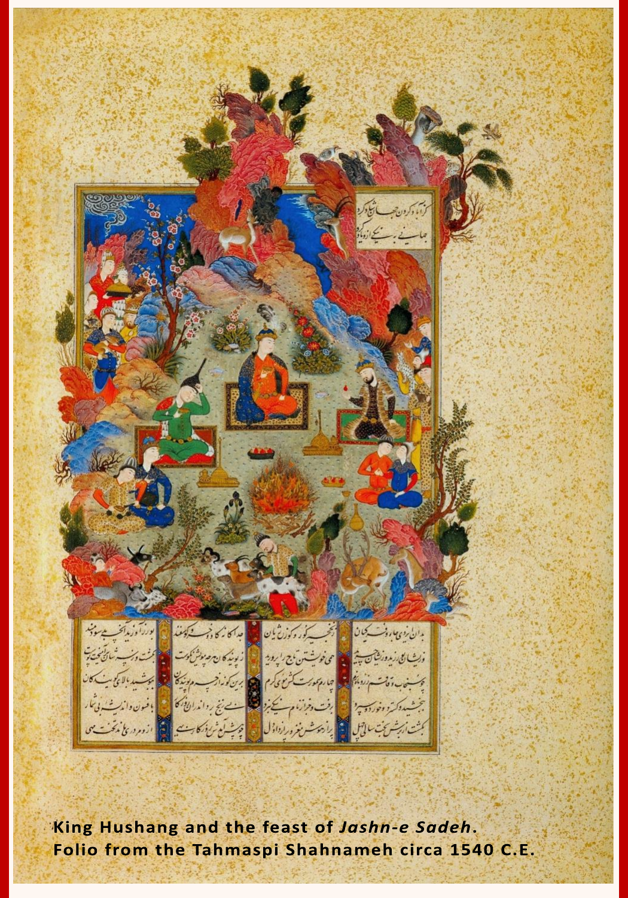King Hushang and the feast of *Jashn-e Sadeh*.
Folio from the Tahmaspi Shahnameh circa 1540 C.E.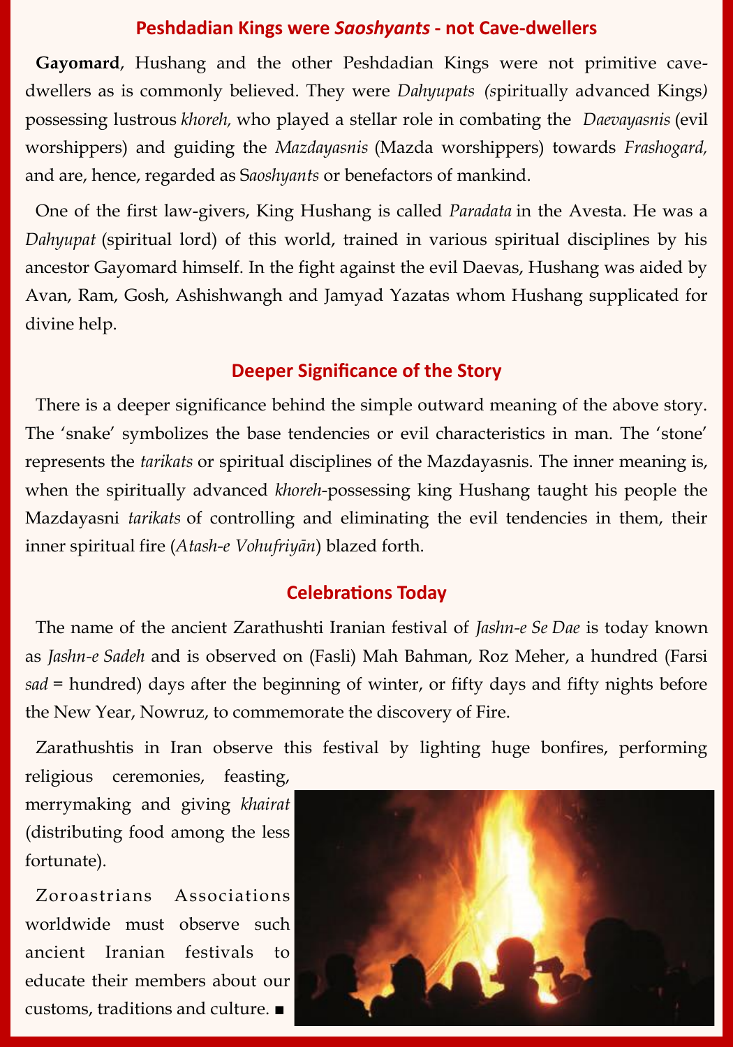## Peshdadian Kings were *Saoshyants* - not Cave-dwellers

**Gayomard**, Hushang and the other Peshdadian Kings were not primitive cave-dwellers as is commonly believed. They were *Dahyupats (spiritually advanced Kings)* possessing lustrous *khoreh,* who played a stellar role in combating the *Daevayasnis* (evil worshippers) and guiding the *Mazdayasnis* (Mazda worshippers) towards *Frashogard,* and are, hence, regarded as S*aoshyants* or benefactors of mankind.

One of the first law-givers, King Hushang is called *Paradata* in the Avesta. He was a *Dahyupat* (spiritual lord) of this world, trained in various spiritual disciplines by his ancestor Gayomard himself. In the fight against the evil Daevas, Hushang was aided by Avan, Ram, Gosh, Ashishwangh and Jamyad Yazatas whom Hushang supplicated for divine help.

## Deeper Significance of the Story

There is a deeper significance behind the simple outward meaning of the above story. The 'snake' symbolizes the base tendencies or evil characteristics in man. The 'stone' represents the *tarikats* or spiritual disciplines of the Mazdayasnis. The inner meaning is, when the spiritually advanced *khoreh*-possessing king Hushang taught his people the Mazdayasni *tarikats* of controlling and eliminating the evil tendencies in them, their inner spiritual fire (*Atash-e Vohufriyān*) blazed forth.

## Celebrations Today

The name of the ancient Zarathushti Iranian festival of *Jashn-e Se Dae* is today known as *Jashn-e Sadeh* and is observed on (Fasli) Mah Bahman, Roz Meher, a hundred (Farsi *sad* = hundred) days after the beginning of winter, or fifty days and fifty nights before the New Year, Nowruz, to commemorate the discovery of Fire.

Zarathushtis in Iran observe this festival by lighting huge bonfires, performing religious ceremonies, feasting, merrymaking and giving *khairat* (distributing food among the less fortunate).

Zoroastrians Associations worldwide must observe such ancient Iranian festivals to educate their members about our customs, traditions and culture. ■